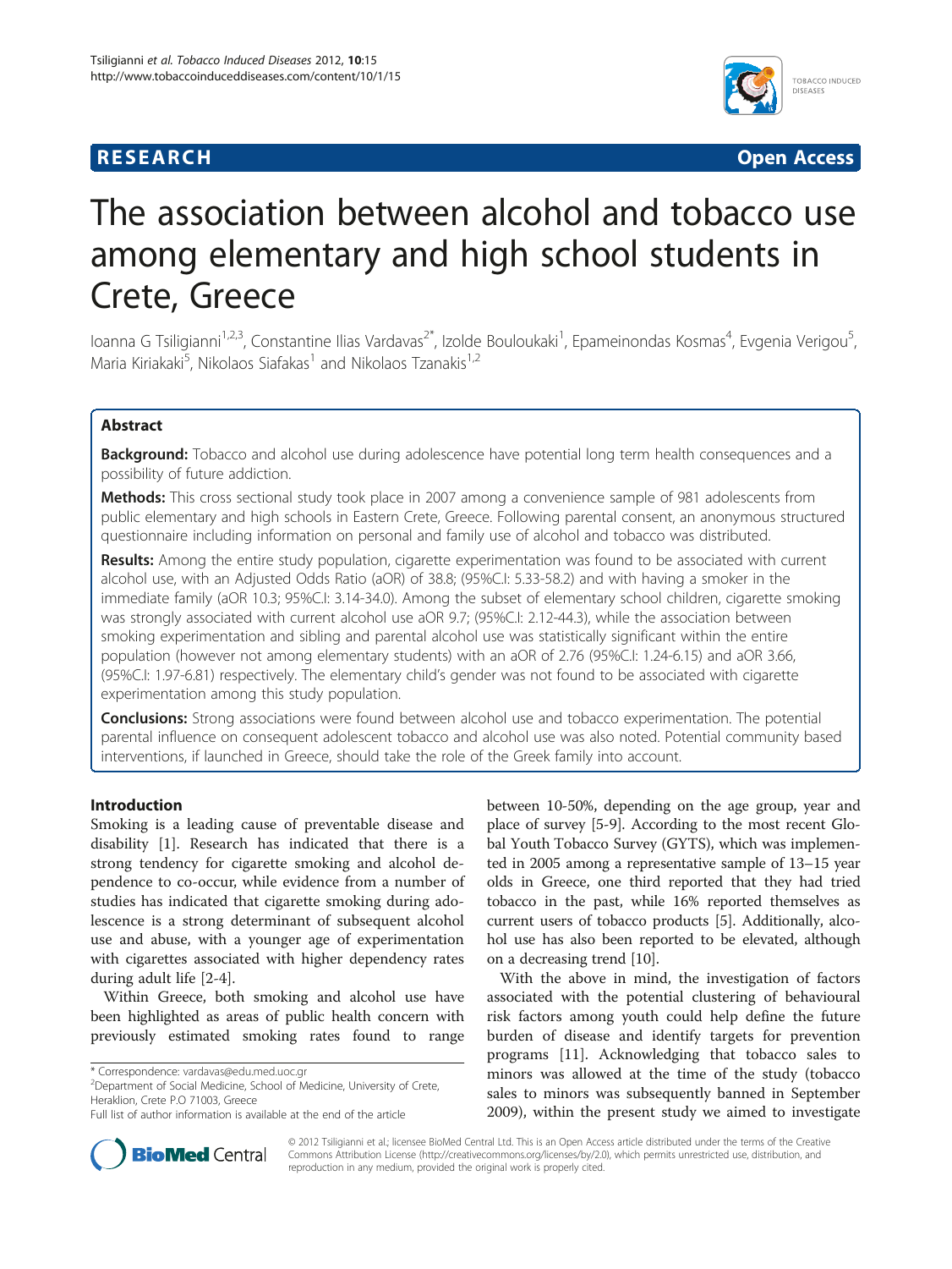**RESEARCH** **Open Access**

# The association between alcohol and tobacco use among elementary and high school students in Crete, Greece

Ioanna G Tsiligianni[1,2,3], Constantine Ilias Vardavas[2*], Izolde Bouloukaki[1], Epameinondas Kosmas[4], Evgenia Verigou[5], Maria Kiriakaki[5], Nikolaos Siafakas[1] and Nikolaos Tzanakis[1,2]

## Abstract

**Background:** Tobacco and alcohol use during adolescence have potential long term health consequences and a possibility of future addiction.

**Methods:** This cross sectional study took place in 2007 among a convenience sample of 981 adolescents from public elementary and high schools in Eastern Crete, Greece. Following parental consent, an anonymous structured questionnaire including information on personal and family use of alcohol and tobacco was distributed.

**Results:** Among the entire study population, cigarette experimentation was found to be associated with current alcohol use, with an Adjusted Odds Ratio (aOR) of 38.8; (95%C.I: 5.33-58.2) and with having a smoker in the immediate family (aOR 10.3; 95%C.I: 3.14-34.0). Among the subset of elementary school children, cigarette smoking was strongly associated with current alcohol use aOR 9.7; (95%C.I: 2.12-44.3), while the association between smoking experimentation and sibling and parental alcohol use was statistically significant within the entire population (however not among elementary students) with an aOR of 2.76 (95%C.I: 1.24-6.15) and aOR 3.66, (95%C.I: 1.97-6.81) respectively. The elementary child's gender was not found to be associated with cigarette experimentation among this study population.

**Conclusions:** Strong associations were found between alcohol use and tobacco experimentation. The potential parental influence on consequent adolescent tobacco and alcohol use was also noted. Potential community based interventions, if launched in Greece, should take the role of the Greek family into account.

## Introduction

Smoking is a leading cause of preventable disease and disability [1]. Research has indicated that there is a strong tendency for cigarette smoking and alcohol dependence to co-occur, while evidence from a number of studies has indicated that cigarette smoking during adolescence is a strong determinant of subsequent alcohol use and abuse, with a younger age of experimentation with cigarettes associated with higher dependency rates during adult life [2-4].

Within Greece, both smoking and alcohol use have been highlighted as areas of public health concern with previously estimated smoking rates found to range between 10-50%, depending on the age group, year and place of survey [5-9]. According to the most recent Global Youth Tobacco Survey (GYTS), which was implemented in 2005 among a representative sample of 13–15 year olds in Greece, one third reported that they had tried tobacco in the past, while 16% reported themselves as current users of tobacco products [5]. Additionally, alcohol use has also been reported to be elevated, although on a decreasing trend [10].

With the above in mind, the investigation of factors associated with the potential clustering of behavioural risk factors among youth could help define the future burden of disease and identify targets for prevention programs [11]. Acknowledging that tobacco sales to minors was allowed at the time of the study (tobacco sales to minors was subsequently banned in September 2009), within the present study we aimed to investigate

\* Correspondence: vardavas@edu.med.uoc.gr
[2]Department of Social Medicine, School of Medicine, University of Crete, Heraklion, Crete P.O 71003, Greece
Full list of author information is available at the end of the article

© 2012 Tsiligianni et al.; licensee BioMed Central Ltd. This is an Open Access article distributed under the terms of the Creative Commons Attribution License (http://creativecommons.org/licenses/by/2.0), which permits unrestricted use, distribution, and reproduction in any medium, provided the original work is properly cited.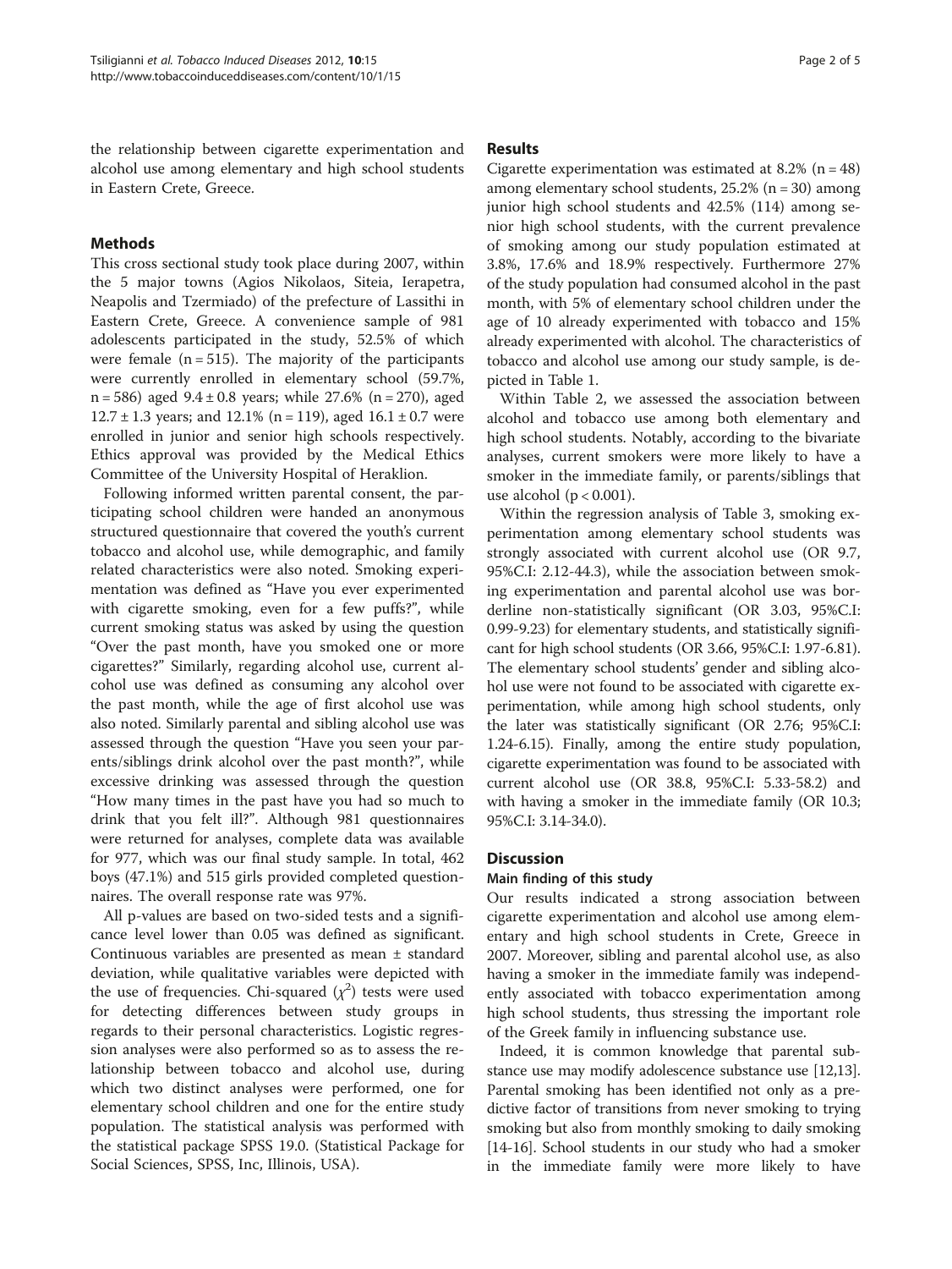the relationship between cigarette experimentation and alcohol use among elementary and high school students in Eastern Crete, Greece.

## Methods

This cross sectional study took place during 2007, within the 5 major towns (Agios Nikolaos, Siteia, Ierapetra, Neapolis and Tzermiado) of the prefecture of Lassithi in Eastern Crete, Greece. A convenience sample of 981 adolescents participated in the study, 52.5% of which were female (n = 515). The majority of the participants were currently enrolled in elementary school (59.7%, n = 586) aged 9.4 ± 0.8 years; while 27.6% (n = 270), aged 12.7 ± 1.3 years; and 12.1% (n = 119), aged 16.1 ± 0.7 were enrolled in junior and senior high schools respectively. Ethics approval was provided by the Medical Ethics Committee of the University Hospital of Heraklion.

Following informed written parental consent, the participating school children were handed an anonymous structured questionnaire that covered the youth's current tobacco and alcohol use, while demographic, and family related characteristics were also noted. Smoking experimentation was defined as "Have you ever experimented with cigarette smoking, even for a few puffs?", while current smoking status was asked by using the question "Over the past month, have you smoked one or more cigarettes?" Similarly, regarding alcohol use, current alcohol use was defined as consuming any alcohol over the past month, while the age of first alcohol use was also noted. Similarly parental and sibling alcohol use was assessed through the question "Have you seen your parents/siblings drink alcohol over the past month?", while excessive drinking was assessed through the question "How many times in the past have you had so much to drink that you felt ill?". Although 981 questionnaires were returned for analyses, complete data was available for 977, which was our final study sample. In total, 462 boys (47.1%) and 515 girls provided completed questionnaires. The overall response rate was 97%.

All p-values are based on two-sided tests and a significance level lower than 0.05 was defined as significant. Continuous variables are presented as mean ± standard deviation, while qualitative variables were depicted with the use of frequencies. Chi-squared ($\chi^2$) tests were used for detecting differences between study groups in regards to their personal characteristics. Logistic regression analyses were also performed so as to assess the relationship between tobacco and alcohol use, during which two distinct analyses were performed, one for elementary school children and one for the entire study population. The statistical analysis was performed with the statistical package SPSS 19.0. (Statistical Package for Social Sciences, SPSS, Inc, Illinois, USA).

## Results

Cigarette experimentation was estimated at 8.2% (n = 48) among elementary school students, 25.2% (n = 30) among junior high school students and 42.5% (114) among senior high school students, with the current prevalence of smoking among our study population estimated at 3.8%, 17.6% and 18.9% respectively. Furthermore 27% of the study population had consumed alcohol in the past month, with 5% of elementary school children under the age of 10 already experimented with tobacco and 15% already experimented with alcohol. The characteristics of tobacco and alcohol use among our study sample, is depicted in Table 1.

Within Table 2, we assessed the association between alcohol and tobacco use among both elementary and high school students. Notably, according to the bivariate analyses, current smokers were more likely to have a smoker in the immediate family, or parents/siblings that use alcohol ($p < 0.001$).

Within the regression analysis of Table 3, smoking experimentation among elementary school students was strongly associated with current alcohol use (OR 9.7, 95%C.I: 2.12-44.3), while the association between smoking experimentation and parental alcohol use was borderline non-statistically significant (OR 3.03, 95%C.I: 0.99-9.23) for elementary students, and statistically significant for high school students (OR 3.66, 95%C.I: 1.97-6.81). The elementary school students' gender and sibling alcohol use were not found to be associated with cigarette experimentation, while among high school students, only the later was statistically significant (OR 2.76; 95%C.I: 1.24-6.15). Finally, among the entire study population, cigarette experimentation was found to be associated with current alcohol use (OR 38.8, 95%C.I: 5.33-58.2) and with having a smoker in the immediate family (OR 10.3; 95%C.I: 3.14-34.0).

## Discussion

### Main finding of this study

Our results indicated a strong association between cigarette experimentation and alcohol use among elementary and high school students in Crete, Greece in 2007. Moreover, sibling and parental alcohol use, as also having a smoker in the immediate family was independently associated with tobacco experimentation among high school students, thus stressing the important role of the Greek family in influencing substance use.

Indeed, it is common knowledge that parental substance use may modify adolescence substance use [12,13]. Parental smoking has been identified not only as a predictive factor of transitions from never smoking to trying smoking but also from monthly smoking to daily smoking [14-16]. School students in our study who had a smoker in the immediate family were more likely to have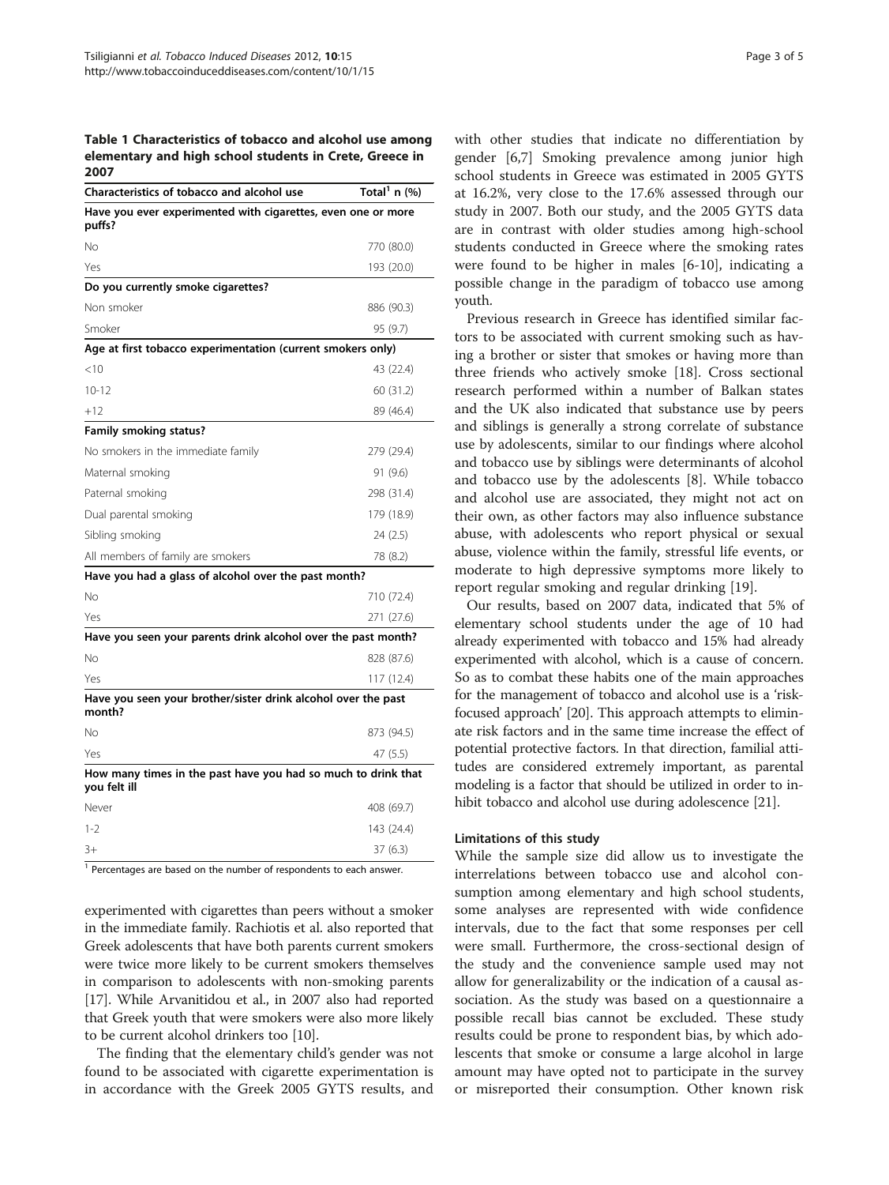**Table 1 Characteristics of tobacco and alcohol use among elementary and high school students in Crete, Greece in 2007**

| Characteristics of tobacco and alcohol use | Total[1] n (%) |
|---|---|
| **Have you ever experimented with cigarettes, even one or more puffs?** | |
| No | 770 (80.0) |
| Yes | 193 (20.0) |
| **Do you currently smoke cigarettes?** | |
| Non smoker | 886 (90.3) |
| Smoker | 95 (9.7) |
| **Age at first tobacco experimentation (current smokers only)** | |
| <10 | 43 (22.4) |
| 10-12 | 60 (31.2) |
| +12 | 89 (46.4) |
| **Family smoking status?** | |
| No smokers in the immediate family | 279 (29.4) |
| Maternal smoking | 91 (9.6) |
| Paternal smoking | 298 (31.4) |
| Dual parental smoking | 179 (18.9) |
| Sibling smoking | 24 (2.5) |
| All members of family are smokers | 78 (8.2) |
| **Have you had a glass of alcohol over the past month?** | |
| No | 710 (72.4) |
| Yes | 271 (27.6) |
| **Have you seen your parents drink alcohol over the past month?** | |
| No | 828 (87.6) |
| Yes | 117 (12.4) |
| **Have you seen your brother/sister drink alcohol over the past month?** | |
| No | 873 (94.5) |
| Yes | 47 (5.5) |
| **How many times in the past have you had so much to drink that you felt ill** | |
| Never | 408 (69.7) |
| 1-2 | 143 (24.4) |
| 3+ | 37 (6.3) |

[1] Percentages are based on the number of respondents to each answer.

experimented with cigarettes than peers without a smoker in the immediate family. Rachiotis et al. also reported that Greek adolescents that have both parents current smokers were twice more likely to be current smokers themselves in comparison to adolescents with non-smoking parents [17]. While Arvanitidou et al., in 2007 also had reported that Greek youth that were smokers were also more likely to be current alcohol drinkers too [10].

The finding that the elementary child's gender was not found to be associated with cigarette experimentation is in accordance with the Greek 2005 GYTS results, and with other studies that indicate no differentiation by gender [6,7] Smoking prevalence among junior high school students in Greece was estimated in 2005 GYTS at 16.2%, very close to the 17.6% assessed through our study in 2007. Both our study, and the 2005 GYTS data are in contrast with older studies among high-school students conducted in Greece where the smoking rates were found to be higher in males [6-10], indicating a possible change in the paradigm of tobacco use among youth.

Previous research in Greece has identified similar factors to be associated with current smoking such as having a brother or sister that smokes or having more than three friends who actively smoke [18]. Cross sectional research performed within a number of Balkan states and the UK also indicated that substance use by peers and siblings is generally a strong correlate of substance use by adolescents, similar to our findings where alcohol and tobacco use by siblings were determinants of alcohol and tobacco use by the adolescents [8]. While tobacco and alcohol use are associated, they might not act on their own, as other factors may also influence substance abuse, with adolescents who report physical or sexual abuse, violence within the family, stressful life events, or moderate to high depressive symptoms more likely to report regular smoking and regular drinking [19].

Our results, based on 2007 data, indicated that 5% of elementary school students under the age of 10 had already experimented with tobacco and 15% had already experimented with alcohol, which is a cause of concern. So as to combat these habits one of the main approaches for the management of tobacco and alcohol use is a 'risk-focused approach' [20]. This approach attempts to eliminate risk factors and in the same time increase the effect of potential protective factors. In that direction, familial attitudes are considered extremely important, as parental modeling is a factor that should be utilized in order to inhibit tobacco and alcohol use during adolescence [21].

### Limitations of this study

While the sample size did allow us to investigate the interrelations between tobacco use and alcohol consumption among elementary and high school students, some analyses are represented with wide confidence intervals, due to the fact that some responses per cell were small. Furthermore, the cross-sectional design of the study and the convenience sample used may not allow for generalizability or the indication of a causal association. As the study was based on a questionnaire a possible recall bias cannot be excluded. These study results could be prone to respondent bias, by which adolescents that smoke or consume a large alcohol in large amount may have opted not to participate in the survey or misreported their consumption. Other known risk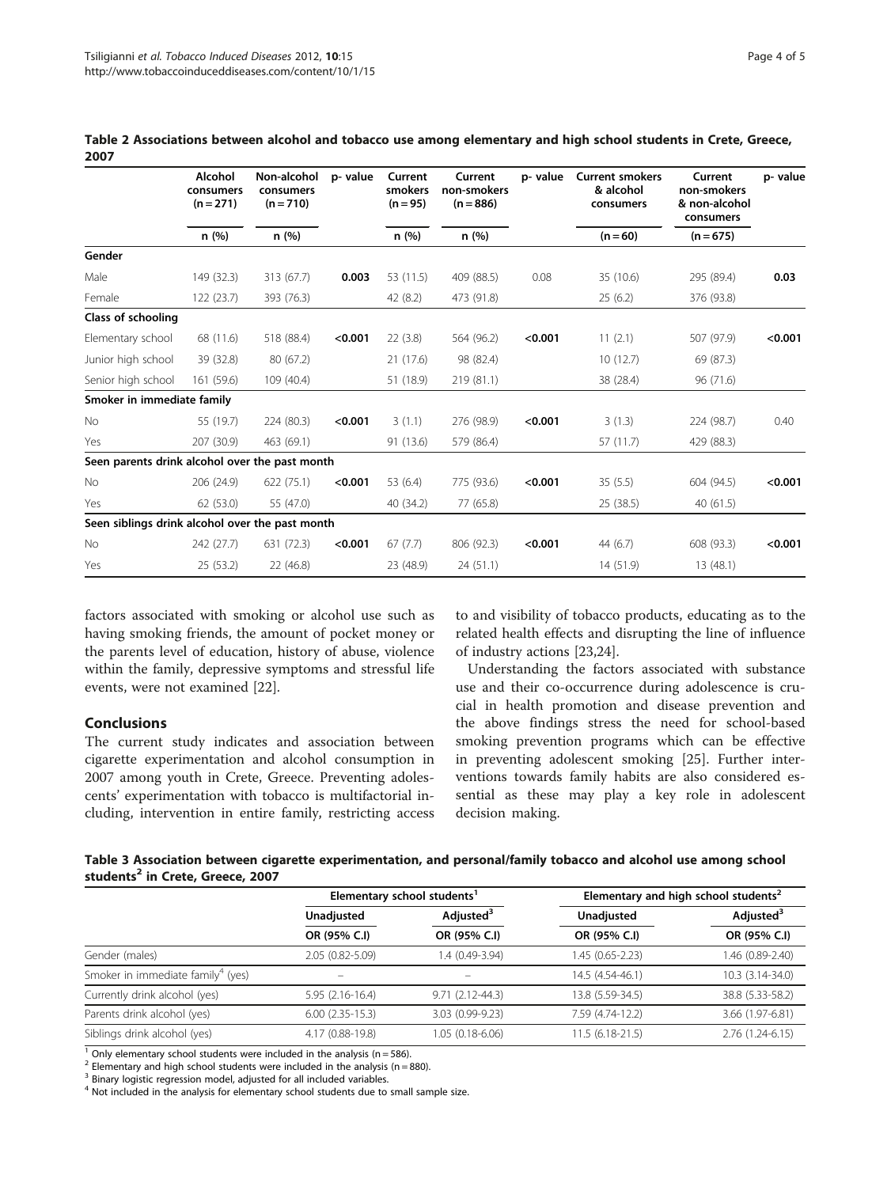**Table 2 Associations between alcohol and tobacco use among elementary and high school students in Crete, Greece, 2007**

| | Alcohol consumers (n = 271) | Non-alcohol consumers (n = 710) | p- value | Current smokers (n = 95) | Current non-smokers (n = 886) | p- value | Current smokers & alcohol consumers | Current non-smokers & non-alcohol consumers | p- value |
|---|---|---|---|---|---|---|---|---|---|
| | n (%) | n (%) | | n (%) | n (%) | | (n = 60) | (n = 675) | |
| **Gender** | | | | | | | | | |
| Male | 149 (32.3) | 313 (67.7) | **0.003** | 53 (11.5) | 409 (88.5) | 0.08 | 35 (10.6) | 295 (89.4) | **0.03** |
| Female | 122 (23.7) | 393 (76.3) | | 42 (8.2) | 473 (91.8) | | 25 (6.2) | 376 (93.8) | |
| **Class of schooling** | | | | | | | | | |
| Elementary school | 68 (11.6) | 518 (88.4) | **<0.001** | 22 (3.8) | 564 (96.2) | **<0.001** | 11 (2.1) | 507 (97.9) | **<0.001** |
| Junior high school | 39 (32.8) | 80 (67.2) | | 21 (17.6) | 98 (82.4) | | 10 (12.7) | 69 (87.3) | |
| Senior high school | 161 (59.6) | 109 (40.4) | | 51 (18.9) | 219 (81.1) | | 38 (28.4) | 96 (71.6) | |
| **Smoker in immediate family** | | | | | | | | | |
| No | 55 (19.7) | 224 (80.3) | **<0.001** | 3 (1.1) | 276 (98.9) | **<0.001** | 3 (1.3) | 224 (98.7) | 0.40 |
| Yes | 207 (30.9) | 463 (69.1) | | 91 (13.6) | 579 (86.4) | | 57 (11.7) | 429 (88.3) | |
| **Seen parents drink alcohol over the past month** | | | | | | | | | |
| No | 206 (24.9) | 622 (75.1) | **<0.001** | 53 (6.4) | 775 (93.6) | **<0.001** | 35 (5.5) | 604 (94.5) | **<0.001** |
| Yes | 62 (53.0) | 55 (47.0) | | 40 (34.2) | 77 (65.8) | | 25 (38.5) | 40 (61.5) | |
| **Seen siblings drink alcohol over the past month** | | | | | | | | | |
| No | 242 (27.7) | 631 (72.3) | **<0.001** | 67 (7.7) | 806 (92.3) | **<0.001** | 44 (6.7) | 608 (93.3) | **<0.001** |
| Yes | 25 (53.2) | 22 (46.8) | | 23 (48.9) | 24 (51.1) | | 14 (51.9) | 13 (48.1) | |

factors associated with smoking or alcohol use such as having smoking friends, the amount of pocket money or the parents level of education, history of abuse, violence within the family, depressive symptoms and stressful life events, were not examined [22].

## Conclusions

The current study indicates and association between cigarette experimentation and alcohol consumption in 2007 among youth in Crete, Greece. Preventing adolescents' experimentation with tobacco is multifactorial including, intervention in entire family, restricting access to and visibility of tobacco products, educating as to the related health effects and disrupting the line of influence of industry actions [23,24].

Understanding the factors associated with substance use and their co-occurrence during adolescence is crucial in health promotion and disease prevention and the above findings stress the need for school-based smoking prevention programs which can be effective in preventing adolescent smoking [25]. Further interventions towards family habits are also considered essential as these may play a key role in adolescent decision making.

**Table 3 Association between cigarette experimentation, and personal/family tobacco and alcohol use among school students[2] in Crete, Greece, 2007**

| | Elementary school students[1] | | Elementary and high school students[2] | |
|---|---|---|---|---|
| | Unadjusted | Adjusted[3] | Unadjusted | Adjusted[3] |
| | OR (95% C.I) | OR (95% C.I) | OR (95% C.I) | OR (95% C.I) |
| Gender (males) | 2.05 (0.82-5.09) | 1.4 (0.49-3.94) | 1.45 (0.65-2.23) | 1.46 (0.89-2.40) |
| Smoker in immediate family[4] (yes) | – | – | 14.5 (4.54-46.1) | 10.3 (3.14-34.0) |
| Currently drink alcohol (yes) | 5.95 (2.16-16.4) | 9.71 (2.12-44.3) | 13.8 (5.59-34.5) | 38.8 (5.33-58.2) |
| Parents drink alcohol (yes) | 6.00 (2.35-15.3) | 3.03 (0.99-9.23) | 7.59 (4.74-12.2) | 3.66 (1.97-6.81) |
| Siblings drink alcohol (yes) | 4.17 (0.88-19.8) | 1.05 (0.18-6.06) | 11.5 (6.18-21.5) | 2.76 (1.24-6.15) |

[1] Only elementary school students were included in the analysis (n = 586).
[2] Elementary and high school students were included in the analysis (n = 880).
[3] Binary logistic regression model, adjusted for all included variables.
[4] Not included in the analysis for elementary school students due to small sample size.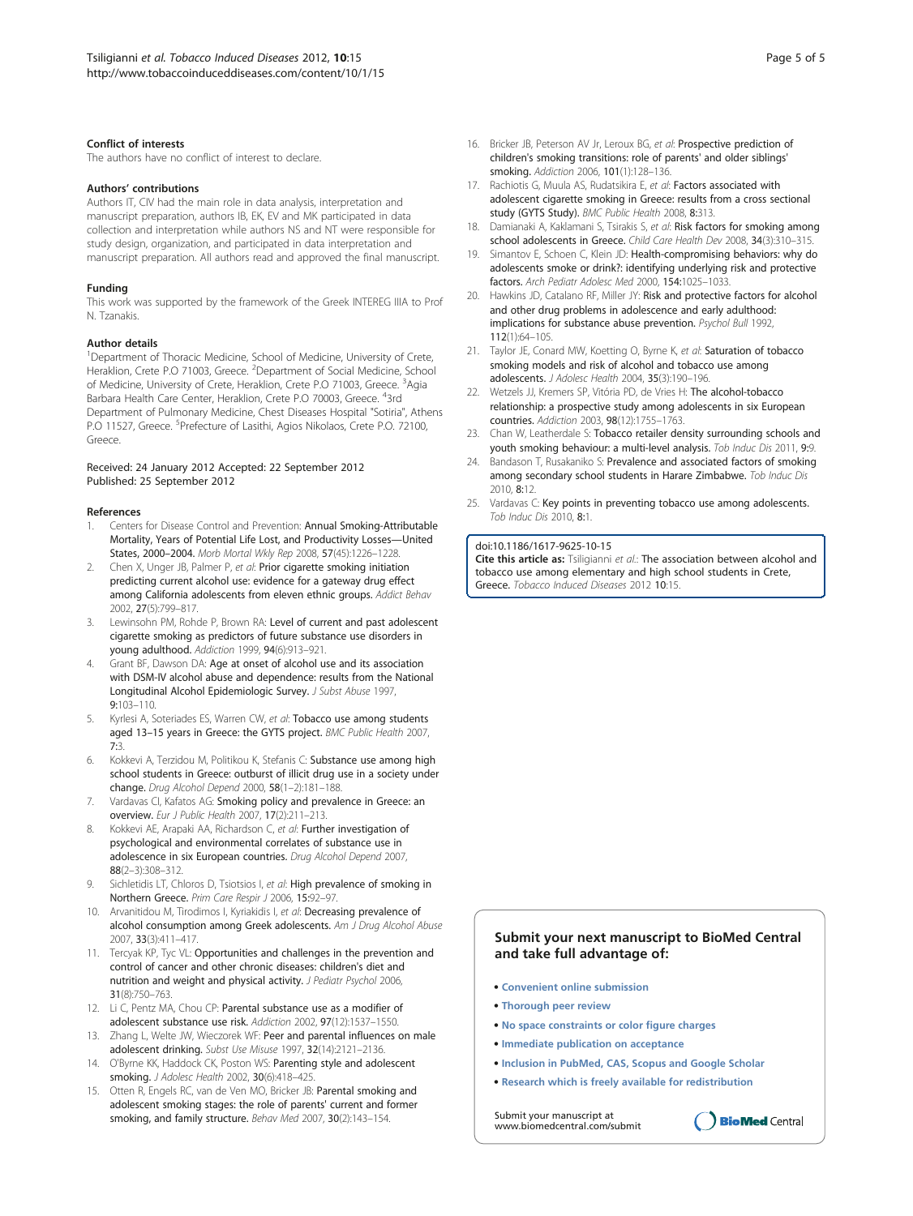### Conflict of interests

The authors have no conflict of interest to declare.

### Authors' contributions

Authors IT, CIV had the main role in data analysis, interpretation and manuscript preparation, authors IB, EK, EV and MK participated in data collection and interpretation while authors NS and NT were responsible for study design, organization, and participated in data interpretation and manuscript preparation. All authors read and approved the final manuscript.

### Funding

This work was supported by the framework of the Greek INTEREG IIIA to Prof N. Tzanakis.

### Author details

[1]Department of Thoracic Medicine, School of Medicine, University of Crete, Heraklion, Crete P.O 71003, Greece. [2]Department of Social Medicine, School of Medicine, University of Crete, Heraklion, Crete P.O 71003, Greece. [3]Agia Barbara Health Care Center, Heraklion, Crete P.O 70003, Greece. [4]3rd Department of Pulmonary Medicine, Chest Diseases Hospital "Sotiria", Athens P.O 11527, Greece. [5]Prefecture of Lasithi, Agios Nikolaos, Crete P.O. 72100, Greece.

Received: 24 January 2012 Accepted: 22 September 2012
Published: 25 September 2012

### References

1. Centers for Disease Control and Prevention: **Annual Smoking-Attributable Mortality, Years of Potential Life Lost, and Productivity Losses—United States, 2000–2004.** *Morb Mortal Wkly Rep* 2008, **57**(45):1226–1228.
2. Chen X, Unger JB, Palmer P, *et al*: **Prior cigarette smoking initiation predicting current alcohol use: evidence for a gateway drug effect among California adolescents from eleven ethnic groups.** *Addict Behav* 2002, **27**(5):799–817.
3. Lewinsohn PM, Rohde P, Brown RA: **Level of current and past adolescent cigarette smoking as predictors of future substance use disorders in young adulthood.** *Addiction* 1999, **94**(6):913–921.
4. Grant BF, Dawson DA: **Age at onset of alcohol use and its association with DSM-IV alcohol abuse and dependence: results from the National Longitudinal Alcohol Epidemiologic Survey.** *J Subst Abuse* 1997, **9**:103–110.
5. Kyrlesi A, Soteriades ES, Warren CW, *et al*: **Tobacco use among students aged 13–15 years in Greece: the GYTS project.** *BMC Public Health* 2007, **7**:3.
6. Kokkevi A, Terzidou M, Politikou K, Stefanis C: **Substance use among high school students in Greece: outburst of illicit drug use in a society under change.** *Drug Alcohol Depend* 2000, **58**(1–2):181–188.
7. Vardavas CI, Kafatos AG: **Smoking policy and prevalence in Greece: an overview.** *Eur J Public Health* 2007, **17**(2):211–213.
8. Kokkevi AE, Arapaki AA, Richardson C, *et al*: **Further investigation of psychological and environmental correlates of substance use in adolescence in six European countries.** *Drug Alcohol Depend* 2007, **88**(2–3):308–312.
9. Sichletidis LT, Chloros D, Tsiotsios I, *et al*: **High prevalence of smoking in Northern Greece.** *Prim Care Respir J* 2006, **15**:92–97.
10. Arvanitidou M, Tirodimos I, Kyriakidis I, *et al*: **Decreasing prevalence of alcohol consumption among Greek adolescents.** *Am J Drug Alcohol Abuse* 2007, **33**(3):411–417.
11. Tercyak KP, Tyc VL: **Opportunities and challenges in the prevention and control of cancer and other chronic diseases: children's diet and nutrition and weight and physical activity.** *J Pediatr Psychol* 2006, **31**(8):750–763.
12. Li C, Pentz MA, Chou CP: **Parental substance use as a modifier of adolescent substance use risk.** *Addiction* 2002, **97**(12):1537–1550.
13. Zhang L, Welte JW, Wieczorek WF: **Peer and parental influences on male adolescent drinking.** *Subst Use Misuse* 1997, **32**(14):2121–2136.
14. O'Byrne KK, Haddock CK, Poston WS: **Parenting style and adolescent smoking.** *J Adolesc Health* 2002, **30**(6):418–425.
15. Otten R, Engels RC, van de Ven MO, Bricker JB: **Parental smoking and adolescent smoking stages: the role of parents' current and former smoking, and family structure.** *Behav Med* 2007, **30**(2):143–154.
16. Bricker JB, Peterson AV Jr, Leroux BG, *et al*: **Prospective prediction of children's smoking transitions: role of parents' and older siblings' smoking.** *Addiction* 2006, **101**(1):128–136.
17. Rachiotis G, Muula AS, Rudatsikira E, *et al*: **Factors associated with adolescent cigarette smoking in Greece: results from a cross sectional study (GYTS Study).** *BMC Public Health* 2008, **8**:313.
18. Damianaki A, Kaklamani S, Tsirakis S, *et al*: **Risk factors for smoking among school adolescents in Greece.** *Child Care Health Dev* 2008, **34**(3):310–315.
19. Simantov E, Schoen C, Klein JD: **Health-compromising behaviors: why do adolescents smoke or drink?: identifying underlying risk and protective factors.** *Arch Pediatr Adolesc Med* 2000, **154**:1025–1033.
20. Hawkins JD, Catalano RF, Miller JY: **Risk and protective factors for alcohol and other drug problems in adolescence and early adulthood: implications for substance abuse prevention.** *Psychol Bull* 1992, **112**(1):64–105.
21. Taylor JE, Conard MW, Koetting O, Byrne K, *et al*: **Saturation of tobacco smoking models and risk of alcohol and tobacco use among adolescents.** *J Adolesc Health* 2004, **35**(3):190–196.
22. Wetzels JJ, Kremers SP, Vitória PD, de Vries H: **The alcohol-tobacco relationship: a prospective study among adolescents in six European countries.** *Addiction* 2003, **98**(12):1755–1763.
23. Chan W, Leatherdale S: **Tobacco retailer density surrounding schools and youth smoking behaviour: a multi-level analysis.** *Tob Induc Dis* 2011, **9**:9.
24. Bandason T, Rusakaniko S: **Prevalence and associated factors of smoking among secondary school students in Harare Zimbabwe.** *Tob Induc Dis* 2010, **8**:12.
25. Vardavas C: **Key points in preventing tobacco use among adolescents.** *Tob Induc Dis* 2010, **8**:1.

doi:10.1186/1617-9625-10-15
**Cite this article as:** Tsiligianni *et al.*: The association between alcohol and tobacco use among elementary and high school students in Crete, Greece. *Tobacco Induced Diseases* 2012 **10**:15.